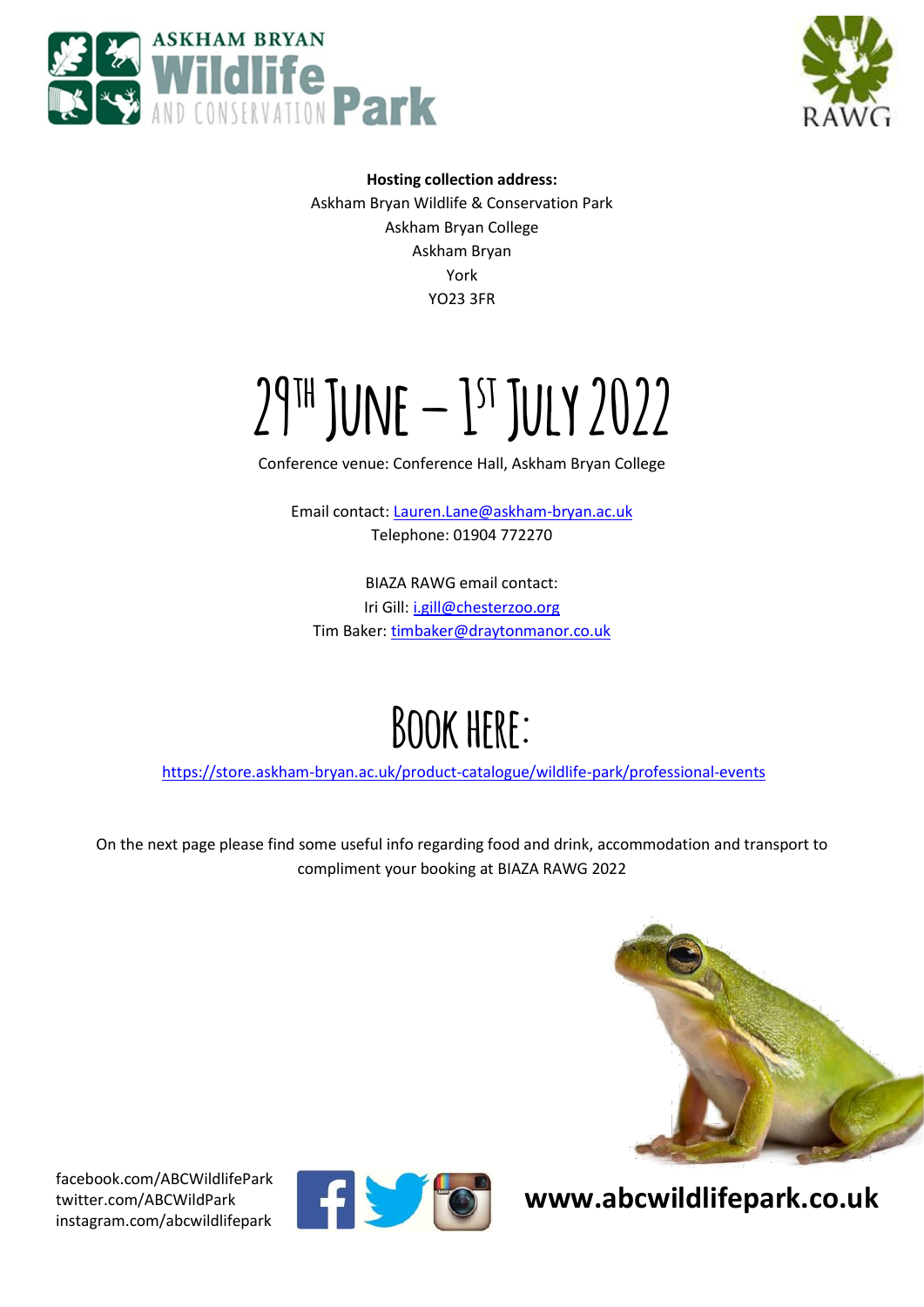**Hosting collection address:**
Askham Bryan Wildlife & Conservation Park
Askham Bryan College
Askham Bryan
York
YO23 3FR

# 29TH JUNE – 1ST JULY 2022

Conference venue: Conference Hall, Askham Bryan College

Email contact: Lauren.Lane@askham-bryan.ac.uk
Telephone: 01904 772270

BIAZA RAWG email contact:
Iri Gill: i.gill@chesterzoo.org
Tim Baker: timbaker@draytonmanor.co.uk

# BOOK HERE:

https://store.askham-bryan.ac.uk/product-catalogue/wildlife-park/professional-events

On the next page please find some useful info regarding food and drink, accommodation and transport to compliment your booking at BIAZA RAWG 2022

facebook.com/ABCWildlifePark
twitter.com/ABCWildPark
instagram.com/abcwildlifepark

**www.abcwildlifepark.co.uk**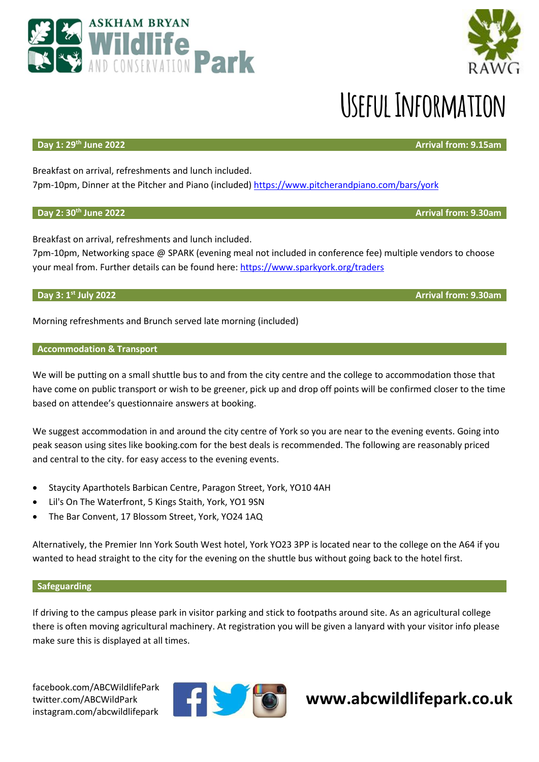# Useful Information

## Day 1: 29th June 2022 — Arrival from: 9.15am

Breakfast on arrival, refreshments and lunch included.
7pm-10pm, Dinner at the Pitcher and Piano (included) https://www.pitcherandpiano.com/bars/york

## Day 2: 30th June 2022 — Arrival from: 9.30am

Breakfast on arrival, refreshments and lunch included.
7pm-10pm, Networking space @ SPARK (evening meal not included in conference fee) multiple vendors to choose your meal from. Further details can be found here: https://www.sparkyork.org/traders

## Day 3: 1st July 2022 — Arrival from: 9.30am

Morning refreshments and Brunch served late morning (included)

## Accommodation & Transport

We will be putting on a small shuttle bus to and from the city centre and the college to accommodation those that have come on public transport or wish to be greener, pick up and drop off points will be confirmed closer to the time based on attendee's questionnaire answers at booking.

We suggest accommodation in and around the city centre of York so you are near to the evening events. Going into peak season using sites like booking.com for the best deals is recommended. The following are reasonably priced and central to the city. for easy access to the evening events.

- Staycity Aparthotels Barbican Centre, Paragon Street, York, YO10 4AH
- Lil's On The Waterfront, 5 Kings Staith, York, YO1 9SN
- The Bar Convent, 17 Blossom Street, York, YO24 1AQ

Alternatively, the Premier Inn York South West hotel, York YO23 3PP is located near to the college on the A64 if you wanted to head straight to the city for the evening on the shuttle bus without going back to the hotel first.

## Safeguarding

If driving to the campus please park in visitor parking and stick to footpaths around site. As an agricultural college there is often moving agricultural machinery. At registration you will be given a lanyard with your visitor info please make sure this is displayed at all times.

facebook.com/ABCWildlifePark
twitter.com/ABCWildPark
instagram.com/abcwildlifepark

**www.abcwildlifepark.co.uk**